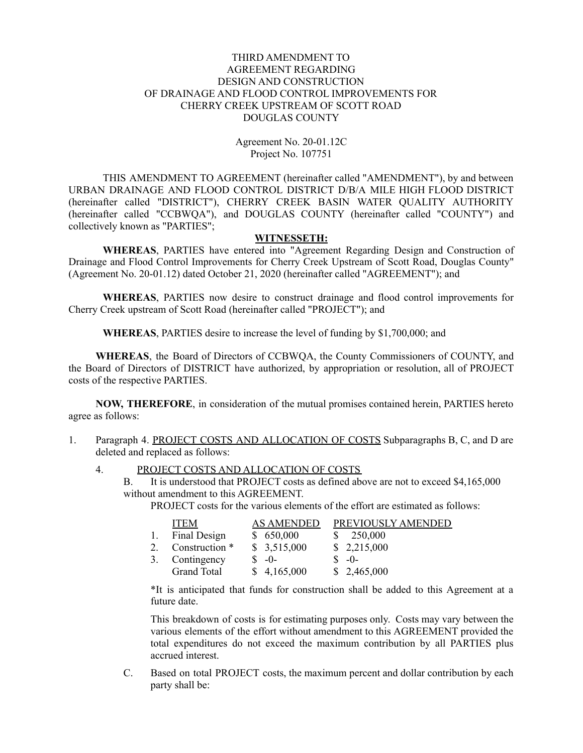# THIRD AMENDMENT TO AGREEMENT REGARDING DESIGN AND CONSTRUCTION OF DRAINAGE AND FLOOD CONTROL IMPROVEMENTS FOR CHERRY CREEK UPSTREAM OF SCOTT ROAD DOUGLAS COUNTY

Agreement No. 20-01.12C
Project No. 107751

THIS AMENDMENT TO AGREEMENT (hereinafter called "AMENDMENT"), by and between URBAN DRAINAGE AND FLOOD CONTROL DISTRICT D/B/A MILE HIGH FLOOD DISTRICT (hereinafter called "DISTRICT"), CHERRY CREEK BASIN WATER QUALITY AUTHORITY (hereinafter called "CCBWQA"), and DOUGLAS COUNTY (hereinafter called "COUNTY") and collectively known as "PARTIES";

**WITNESSETH:**

**WHEREAS**, PARTIES have entered into "Agreement Regarding Design and Construction of Drainage and Flood Control Improvements for Cherry Creek Upstream of Scott Road, Douglas County" (Agreement No. 20-01.12) dated October 21, 2020 (hereinafter called "AGREEMENT"); and

**WHEREAS**, PARTIES now desire to construct drainage and flood control improvements for Cherry Creek upstream of Scott Road (hereinafter called "PROJECT"); and

**WHEREAS**, PARTIES desire to increase the level of funding by $1,700,000; and

**WHEREAS**, the Board of Directors of CCBWQA, the County Commissioners of COUNTY, and the Board of Directors of DISTRICT have authorized, by appropriation or resolution, all of PROJECT costs of the respective PARTIES.

**NOW, THEREFORE**, in consideration of the mutual promises contained herein, PARTIES hereto agree as follows:

1. Paragraph 4. PROJECT COSTS AND ALLOCATION OF COSTS Subparagraphs B, C, and D are deleted and replaced as follows:

   4. PROJECT COSTS AND ALLOCATION OF COSTS

      B. It is understood that PROJECT costs as defined above are not to exceed $4,165,000 without amendment to this AGREEMENT.

      PROJECT costs for the various elements of the effort are estimated as follows:

      | | ITEM | AS AMENDED | PREVIOUSLY AMENDED |
      |---|---|---|---|
      | 1. | Final Design | $ 650,000 | $ 250,000 |
      | 2. | Construction * | $ 3,515,000 | $ 2,215,000 |
      | 3. | Contingency | $ -0- | $ -0- |
      | | Grand Total | $ 4,165,000 | $ 2,465,000 |

      *It is anticipated that funds for construction shall be added to this Agreement at a future date.

      This breakdown of costs is for estimating purposes only. Costs may vary between the various elements of the effort without amendment to this AGREEMENT provided the total expenditures do not exceed the maximum contribution by all PARTIES plus accrued interest.

      C. Based on total PROJECT costs, the maximum percent and dollar contribution by each party shall be: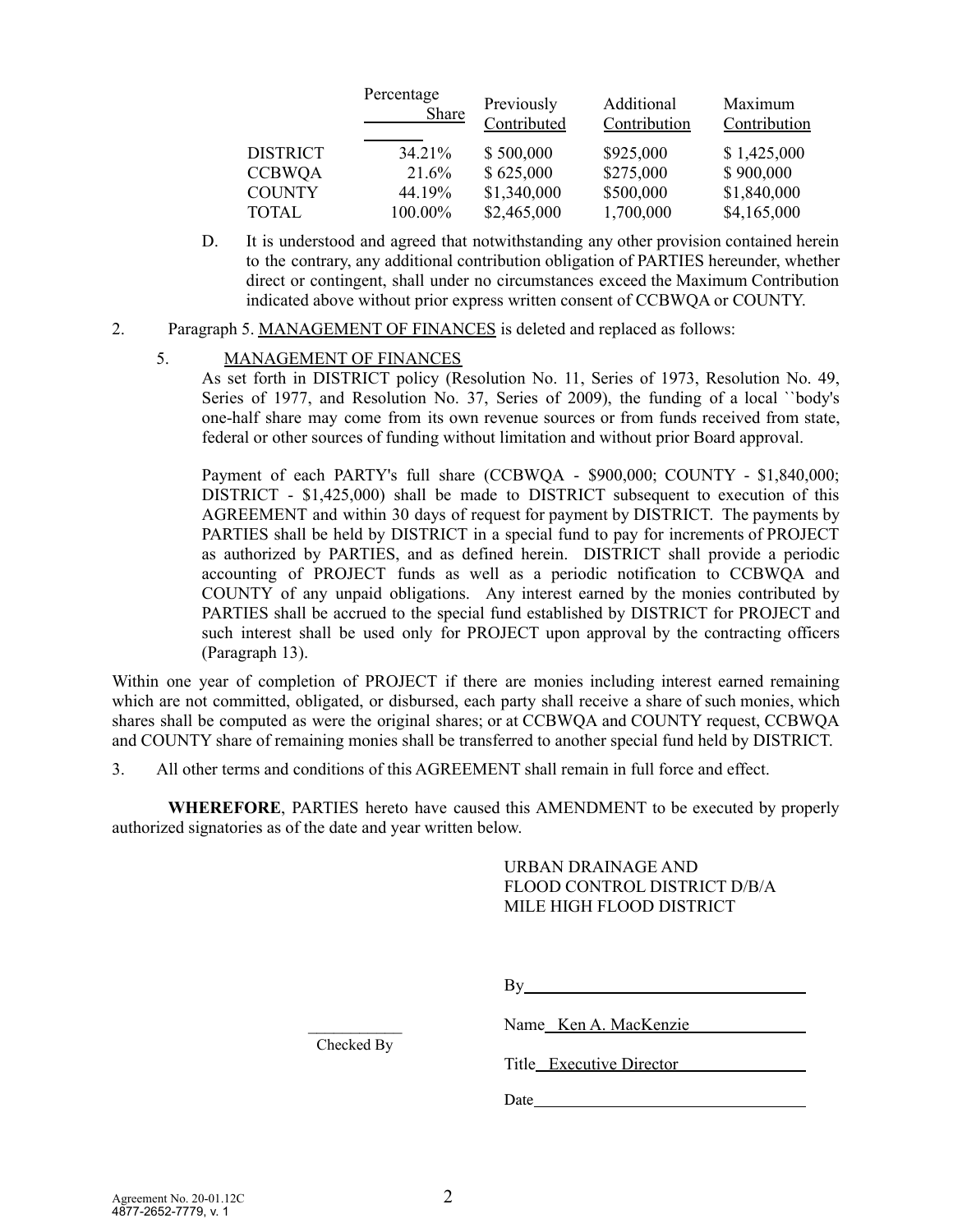| | Percentage Share | Previously Contributed | Additional Contribution | Maximum Contribution |
|---|---|---|---|---|
| DISTRICT | 34.21% | $ 500,000 | $925,000 | $ 1,425,000 |
| CCBWQA | 21.6% | $ 625,000 | $275,000 | $ 900,000 |
| COUNTY | 44.19% | $1,340,000 | $500,000 | $1,840,000 |
| TOTAL | 100.00% | $2,465,000 | 1,700,000 | $4,165,000 |

D. It is understood and agreed that notwithstanding any other provision contained herein to the contrary, any additional contribution obligation of PARTIES hereunder, whether direct or contingent, shall under no circumstances exceed the Maximum Contribution indicated above without prior express written consent of CCBWQA or COUNTY.

2. Paragraph 5. MANAGEMENT OF FINANCES is deleted and replaced as follows:

5. MANAGEMENT OF FINANCES

As set forth in DISTRICT policy (Resolution No. 11, Series of 1973, Resolution No. 49, Series of 1977, and Resolution No. 37, Series of 2009), the funding of a local ``body's one-half share may come from its own revenue sources or from funds received from state, federal or other sources of funding without limitation and without prior Board approval.

Payment of each PARTY's full share (CCBWQA - $900,000; COUNTY - $1,840,000; DISTRICT - $1,425,000) shall be made to DISTRICT subsequent to execution of this AGREEMENT and within 30 days of request for payment by DISTRICT. The payments by PARTIES shall be held by DISTRICT in a special fund to pay for increments of PROJECT as authorized by PARTIES, and as defined herein. DISTRICT shall provide a periodic accounting of PROJECT funds as well as a periodic notification to CCBWQA and COUNTY of any unpaid obligations. Any interest earned by the monies contributed by PARTIES shall be accrued to the special fund established by DISTRICT for PROJECT and such interest shall be used only for PROJECT upon approval by the contracting officers (Paragraph 13).

Within one year of completion of PROJECT if there are monies including interest earned remaining which are not committed, obligated, or disbursed, each party shall receive a share of such monies, which shares shall be computed as were the original shares; or at CCBWQA and COUNTY request, CCBWQA and COUNTY share of remaining monies shall be transferred to another special fund held by DISTRICT.

3. All other terms and conditions of this AGREEMENT shall remain in full force and effect.

**WHEREFORE**, PARTIES hereto have caused this AMENDMENT to be executed by properly authorized signatories as of the date and year written below.

URBAN DRAINAGE AND
FLOOD CONTROL DISTRICT D/B/A
MILE HIGH FLOOD DISTRICT

By_______________________________

Name Ken A. MacKenzie

Title Executive Director

Date_______________________________

____________
Checked By

Agreement No. 20-01.12C
4877-2652-7779, v. 1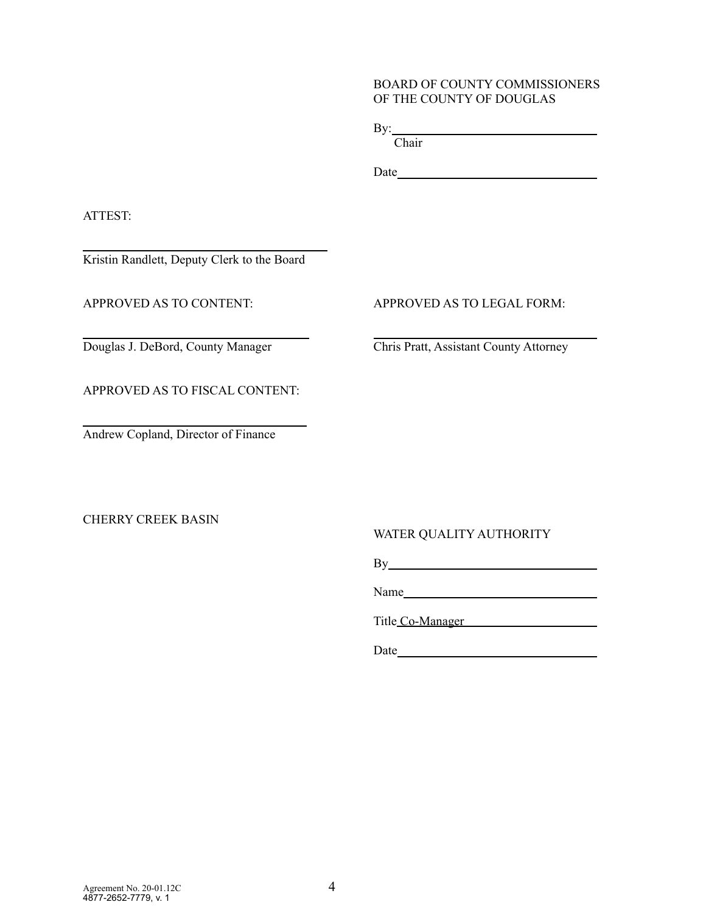BOARD OF COUNTY COMMISSIONERS
OF THE COUNTY OF DOUGLAS

By:\_\_\_\_\_\_\_\_\_\_\_\_\_\_\_\_\_\_\_\_\_\_\_\_\_\_\_\_\_\_\_\_
Chair

Date\_\_\_\_\_\_\_\_\_\_\_\_\_\_\_\_\_\_\_\_\_\_\_\_\_\_\_\_\_\_\_\_

ATTEST:

\_\_\_\_\_\_\_\_\_\_\_\_\_\_\_\_\_\_\_\_\_\_\_\_\_\_\_\_\_\_\_\_\_\_\_\_
Kristin Randlett, Deputy Clerk to the Board

APPROVED AS TO CONTENT:

\_\_\_\_\_\_\_\_\_\_\_\_\_\_\_\_\_\_\_\_\_\_\_\_\_\_\_\_\_\_\_\_\_\_\_\_
Douglas J. DeBord, County Manager

APPROVED AS TO LEGAL FORM:

\_\_\_\_\_\_\_\_\_\_\_\_\_\_\_\_\_\_\_\_\_\_\_\_\_\_\_\_\_\_\_\_\_\_\_\_
Chris Pratt, Assistant County Attorney

APPROVED AS TO FISCAL CONTENT:

\_\_\_\_\_\_\_\_\_\_\_\_\_\_\_\_\_\_\_\_\_\_\_\_\_\_\_\_\_\_\_\_\_\_\_\_
Andrew Copland, Director of Finance

CHERRY CREEK BASIN
WATER QUALITY AUTHORITY

By\_\_\_\_\_\_\_\_\_\_\_\_\_\_\_\_\_\_\_\_\_\_\_\_\_\_\_\_\_\_\_\_

Name\_\_\_\_\_\_\_\_\_\_\_\_\_\_\_\_\_\_\_\_\_\_\_\_\_\_\_\_\_\_\_\_

Title Co-Manager

Date\_\_\_\_\_\_\_\_\_\_\_\_\_\_\_\_\_\_\_\_\_\_\_\_\_\_\_\_\_\_\_\_

Agreement No. 20-01.12C
4877-2652-7779, v. 1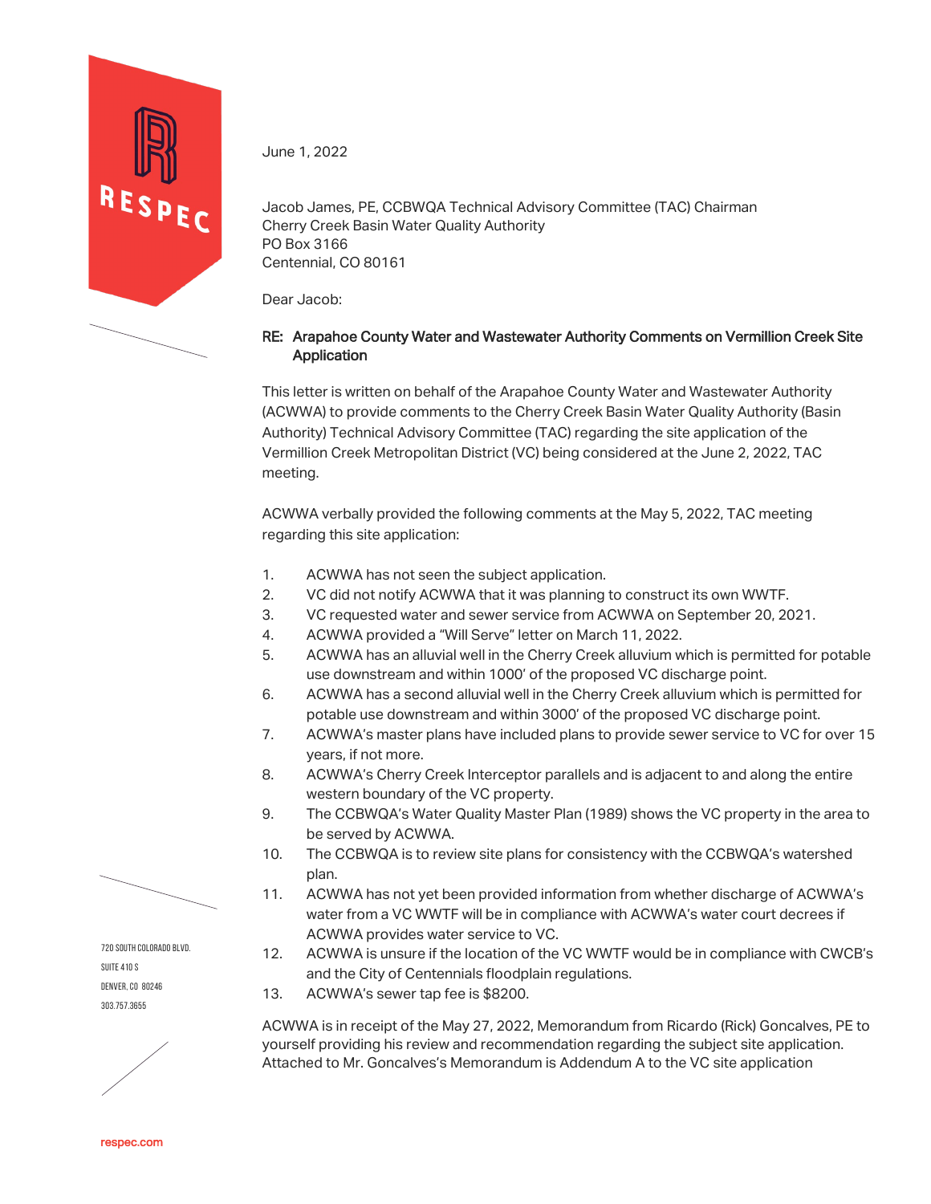June 1, 2022

Jacob James, PE, CCBWQA Technical Advisory Committee (TAC) Chairman
Cherry Creek Basin Water Quality Authority
PO Box 3166
Centennial, CO 80161

Dear Jacob:

**RE: Arapahoe County Water and Wastewater Authority Comments on Vermillion Creek Site Application**

This letter is written on behalf of the Arapahoe County Water and Wastewater Authority (ACWWA) to provide comments to the Cherry Creek Basin Water Quality Authority (Basin Authority) Technical Advisory Committee (TAC) regarding the site application of the Vermillion Creek Metropolitan District (VC) being considered at the June 2, 2022, TAC meeting.

ACWWA verbally provided the following comments at the May 5, 2022, TAC meeting regarding this site application:

1. ACWWA has not seen the subject application.
2. VC did not notify ACWWA that it was planning to construct its own WWTF.
3. VC requested water and sewer service from ACWWA on September 20, 2021.
4. ACWWA provided a "Will Serve" letter on March 11, 2022.
5. ACWWA has an alluvial well in the Cherry Creek alluvium which is permitted for potable use downstream and within 1000' of the proposed VC discharge point.
6. ACWWA has a second alluvial well in the Cherry Creek alluvium which is permitted for potable use downstream and within 3000' of the proposed VC discharge point.
7. ACWWA's master plans have included plans to provide sewer service to VC for over 15 years, if not more.
8. ACWWA's Cherry Creek Interceptor parallels and is adjacent to and along the entire western boundary of the VC property.
9. The CCBWQA's Water Quality Master Plan (1989) shows the VC property in the area to be served by ACWWA.
10. The CCBWQA is to review site plans for consistency with the CCBWQA's watershed plan.
11. ACWWA has not yet been provided information from whether discharge of ACWWA's water from a VC WWTF will be in compliance with ACWWA's water court decrees if ACWWA provides water service to VC.
12. ACWWA is unsure if the location of the VC WWTF would be in compliance with CWCB's and the City of Centennials floodplain regulations.
13. ACWWA's sewer tap fee is $8200.

ACWWA is in receipt of the May 27, 2022, Memorandum from Ricardo (Rick) Goncalves, PE to yourself providing his review and recommendation regarding the subject site application. Attached to Mr. Goncalves's Memorandum is Addendum A to the VC site application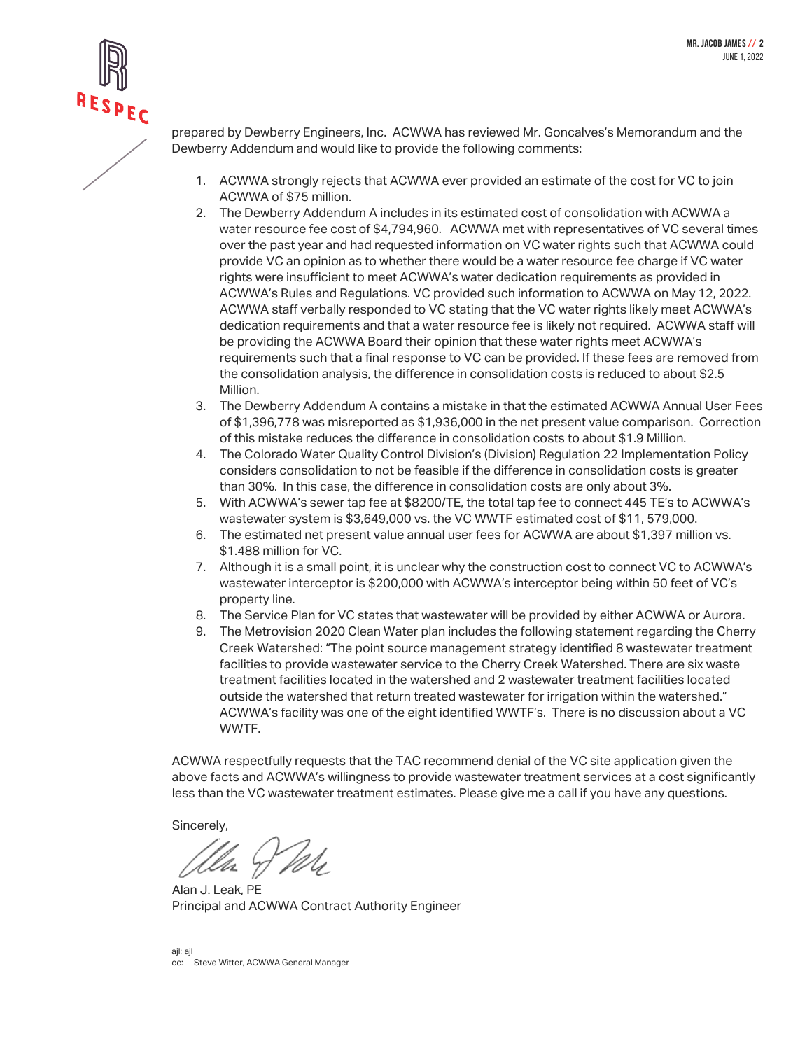prepared by Dewberry Engineers, Inc. ACWWA has reviewed Mr. Goncalves's Memorandum and the Dewberry Addendum and would like to provide the following comments:

1. ACWWA strongly rejects that ACWWA ever provided an estimate of the cost for VC to join ACWWA of $75 million.
2. The Dewberry Addendum A includes in its estimated cost of consolidation with ACWWA a water resource fee cost of $4,794,960. ACWWA met with representatives of VC several times over the past year and had requested information on VC water rights such that ACWWA could provide VC an opinion as to whether there would be a water resource fee charge if VC water rights were insufficient to meet ACWWA's water dedication requirements as provided in ACWWA's Rules and Regulations. VC provided such information to ACWWA on May 12, 2022. ACWWA staff verbally responded to VC stating that the VC water rights likely meet ACWWA's dedication requirements and that a water resource fee is likely not required. ACWWA staff will be providing the ACWWA Board their opinion that these water rights meet ACWWA's requirements such that a final response to VC can be provided. If these fees are removed from the consolidation analysis, the difference in consolidation costs is reduced to about $2.5 Million.
3. The Dewberry Addendum A contains a mistake in that the estimated ACWWA Annual User Fees of $1,396,778 was misreported as $1,936,000 in the net present value comparison. Correction of this mistake reduces the difference in consolidation costs to about $1.9 Million.
4. The Colorado Water Quality Control Division's (Division) Regulation 22 Implementation Policy considers consolidation to not be feasible if the difference in consolidation costs is greater than 30%. In this case, the difference in consolidation costs are only about 3%.
5. With ACWWA's sewer tap fee at $8200/TE, the total tap fee to connect 445 TE's to ACWWA's wastewater system is $3,649,000 vs. the VC WWTF estimated cost of $11, 579,000.
6. The estimated net present value annual user fees for ACWWA are about $1,397 million vs. $1.488 million for VC.
7. Although it is a small point, it is unclear why the construction cost to connect VC to ACWWA's wastewater interceptor is $200,000 with ACWWA's interceptor being within 50 feet of VC's property line.
8. The Service Plan for VC states that wastewater will be provided by either ACWWA or Aurora.
9. The Metrovision 2020 Clean Water plan includes the following statement regarding the Cherry Creek Watershed: "The point source management strategy identified 8 wastewater treatment facilities to provide wastewater service to the Cherry Creek Watershed. There are six waste treatment facilities located in the watershed and 2 wastewater treatment facilities located outside the watershed that return treated wastewater for irrigation within the watershed." ACWWA's facility was one of the eight identified WWTF's. There is no discussion about a VC WWTF.

ACWWA respectfully requests that the TAC recommend denial of the VC site application given the above facts and ACWWA's willingness to provide wastewater treatment services at a cost significantly less than the VC wastewater treatment estimates. Please give me a call if you have any questions.

Sincerely,

Alan J. Leak, PE
Principal and ACWWA Contract Authority Engineer

ajl: ajl
cc: Steve Witter, ACWWA General Manager